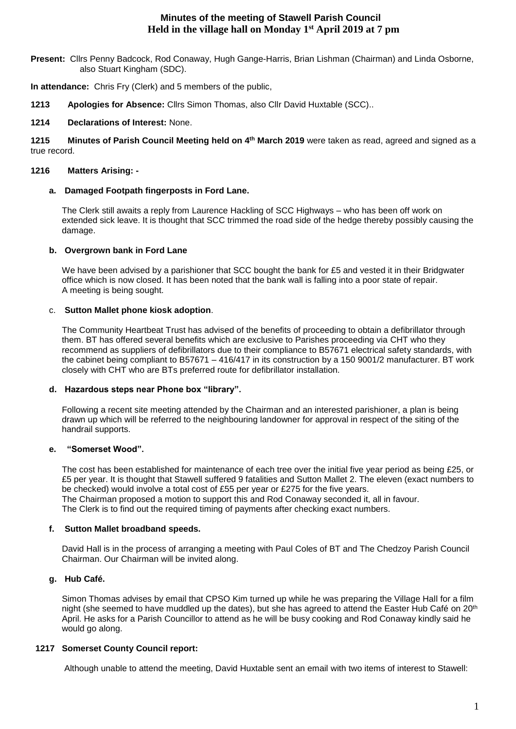# Minutes of the meeting of Stawell Parish Council
## Held in the village hall on Monday 1st April 2019 at 7 pm

**Present:** Cllrs Penny Badcock, Rod Conaway, Hugh Gange-Harris, Brian Lishman (Chairman) and Linda Osborne, also Stuart Kingham (SDC).

**In attendance:** Chris Fry (Clerk) and 5 members of the public,

**1213 Apologies for Absence:** Cllrs Simon Thomas, also Cllr David Huxtable (SCC)..

**1214 Declarations of Interest:** None.

**1215 Minutes of Parish Council Meeting held on 4th March 2019** were taken as read, agreed and signed as a true record.

**1216 Matters Arising: -**

**a. Damaged Footpath fingerposts in Ford Lane.**

The Clerk still awaits a reply from Laurence Hackling of SCC Highways – who has been off work on extended sick leave. It is thought that SCC trimmed the road side of the hedge thereby possibly causing the damage.

**b. Overgrown bank in Ford Lane**

We have been advised by a parishioner that SCC bought the bank for £5 and vested it in their Bridgwater office which is now closed. It has been noted that the bank wall is falling into a poor state of repair. A meeting is being sought.

c. **Sutton Mallet phone kiosk adoption**.

The Community Heartbeat Trust has advised of the benefits of proceeding to obtain a defibrillator through them. BT has offered several benefits which are exclusive to Parishes proceeding via CHT who they recommend as suppliers of defibrillators due to their compliance to B57671 electrical safety standards, with the cabinet being compliant to B57671 – 416/417 in its construction by a 150 9001/2 manufacturer. BT work closely with CHT who are BTs preferred route for defibrillator installation.

**d. Hazardous steps near Phone box "library".**

Following a recent site meeting attended by the Chairman and an interested parishioner, a plan is being drawn up which will be referred to the neighbouring landowner for approval in respect of the siting of the handrail supports.

**e. "Somerset Wood".**

The cost has been established for maintenance of each tree over the initial five year period as being £25, or £5 per year. It is thought that Stawell suffered 9 fatalities and Sutton Mallet 2. The eleven (exact numbers to be checked) would involve a total cost of £55 per year or £275 for the five years.
The Chairman proposed a motion to support this and Rod Conaway seconded it, all in favour.
The Clerk is to find out the required timing of payments after checking exact numbers.

**f. Sutton Mallet broadband speeds.**

David Hall is in the process of arranging a meeting with Paul Coles of BT and The Chedzoy Parish Council Chairman. Our Chairman will be invited along.

**g. Hub Café.**

Simon Thomas advises by email that CPSO Kim turned up while he was preparing the Village Hall for a film night (she seemed to have muddled up the dates), but she has agreed to attend the Easter Hub Café on 20th April. He asks for a Parish Councillor to attend as he will be busy cooking and Rod Conaway kindly said he would go along.

**1217 Somerset County Council report:**

Although unable to attend the meeting, David Huxtable sent an email with two items of interest to Stawell: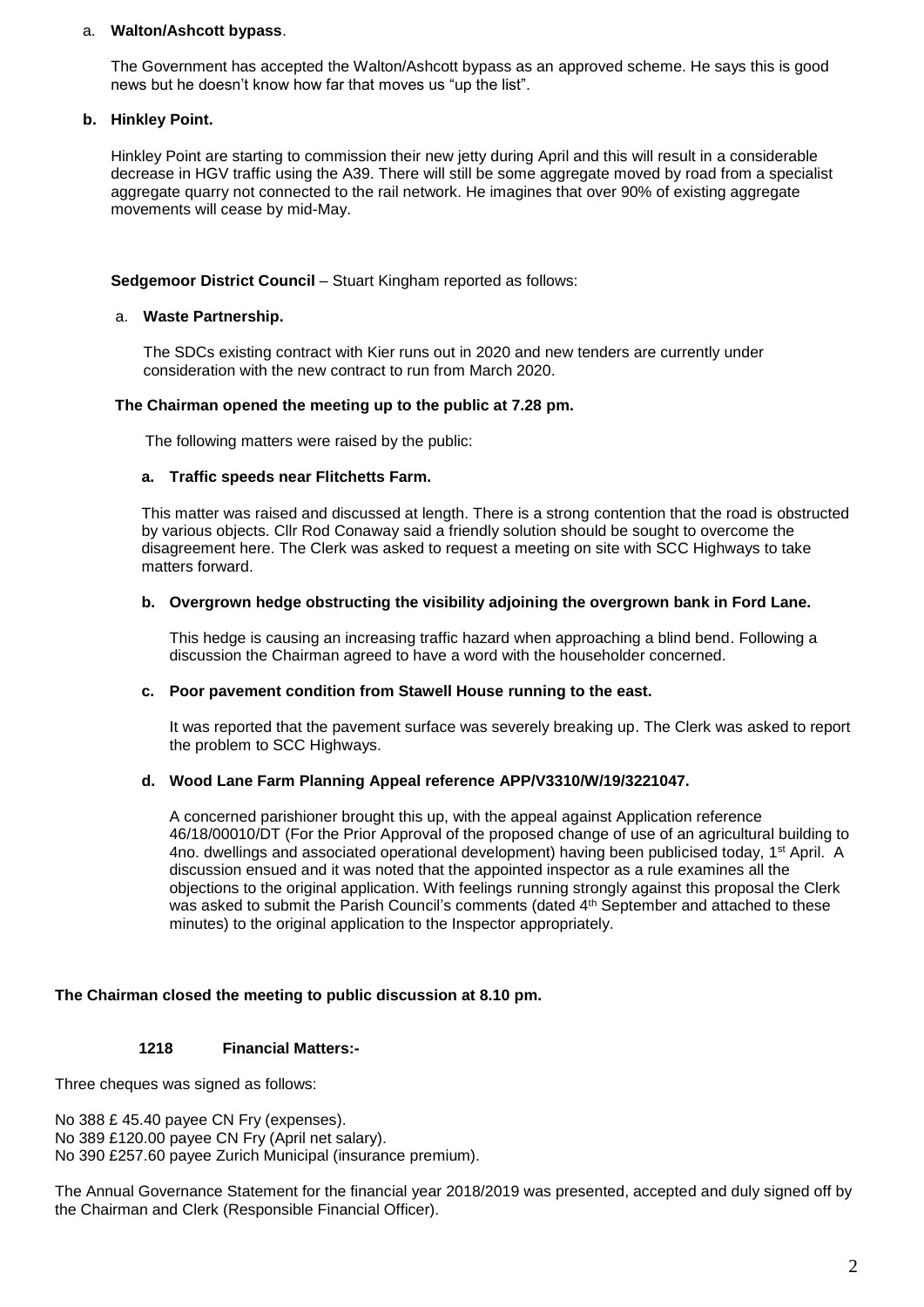a. **Walton/Ashcott bypass**.

The Government has accepted the Walton/Ashcott bypass as an approved scheme. He says this is good news but he doesn't know how far that moves us "up the list".

**b. Hinkley Point.**

Hinkley Point are starting to commission their new jetty during April and this will result in a considerable decrease in HGV traffic using the A39. There will still be some aggregate moved by road from a specialist aggregate quarry not connected to the rail network. He imagines that over 90% of existing aggregate movements will cease by mid-May.

**Sedgemoor District Council** – Stuart Kingham reported as follows:

a. **Waste Partnership.**

The SDCs existing contract with Kier runs out in 2020 and new tenders are currently under consideration with the new contract to run from March 2020.

**The Chairman opened the meeting up to the public at 7.28 pm.**

The following matters were raised by the public:

**a. Traffic speeds near Flitchetts Farm.**

This matter was raised and discussed at length. There is a strong contention that the road is obstructed by various objects. Cllr Rod Conaway said a friendly solution should be sought to overcome the disagreement here. The Clerk was asked to request a meeting on site with SCC Highways to take matters forward.

**b. Overgrown hedge obstructing the visibility adjoining the overgrown bank in Ford Lane.**

This hedge is causing an increasing traffic hazard when approaching a blind bend. Following a discussion the Chairman agreed to have a word with the householder concerned.

**c. Poor pavement condition from Stawell House running to the east.**

It was reported that the pavement surface was severely breaking up. The Clerk was asked to report the problem to SCC Highways.

**d. Wood Lane Farm Planning Appeal reference APP/V3310/W/19/3221047.**

A concerned parishioner brought this up, with the appeal against Application reference 46/18/00010/DT (For the Prior Approval of the proposed change of use of an agricultural building to 4no. dwellings and associated operational development) having been publicised today, 1st April. A discussion ensued and it was noted that the appointed inspector as a rule examines all the objections to the original application. With feelings running strongly against this proposal the Clerk was asked to submit the Parish Council's comments (dated 4th September and attached to these minutes) to the original application to the Inspector appropriately.

**The Chairman closed the meeting to public discussion at 8.10 pm.**

**1218 Financial Matters:-**

Three cheques was signed as follows:

No 388 £ 45.40 payee CN Fry (expenses).
No 389 £120.00 payee CN Fry (April net salary).
No 390 £257.60 payee Zurich Municipal (insurance premium).

The Annual Governance Statement for the financial year 2018/2019 was presented, accepted and duly signed off by the Chairman and Clerk (Responsible Financial Officer).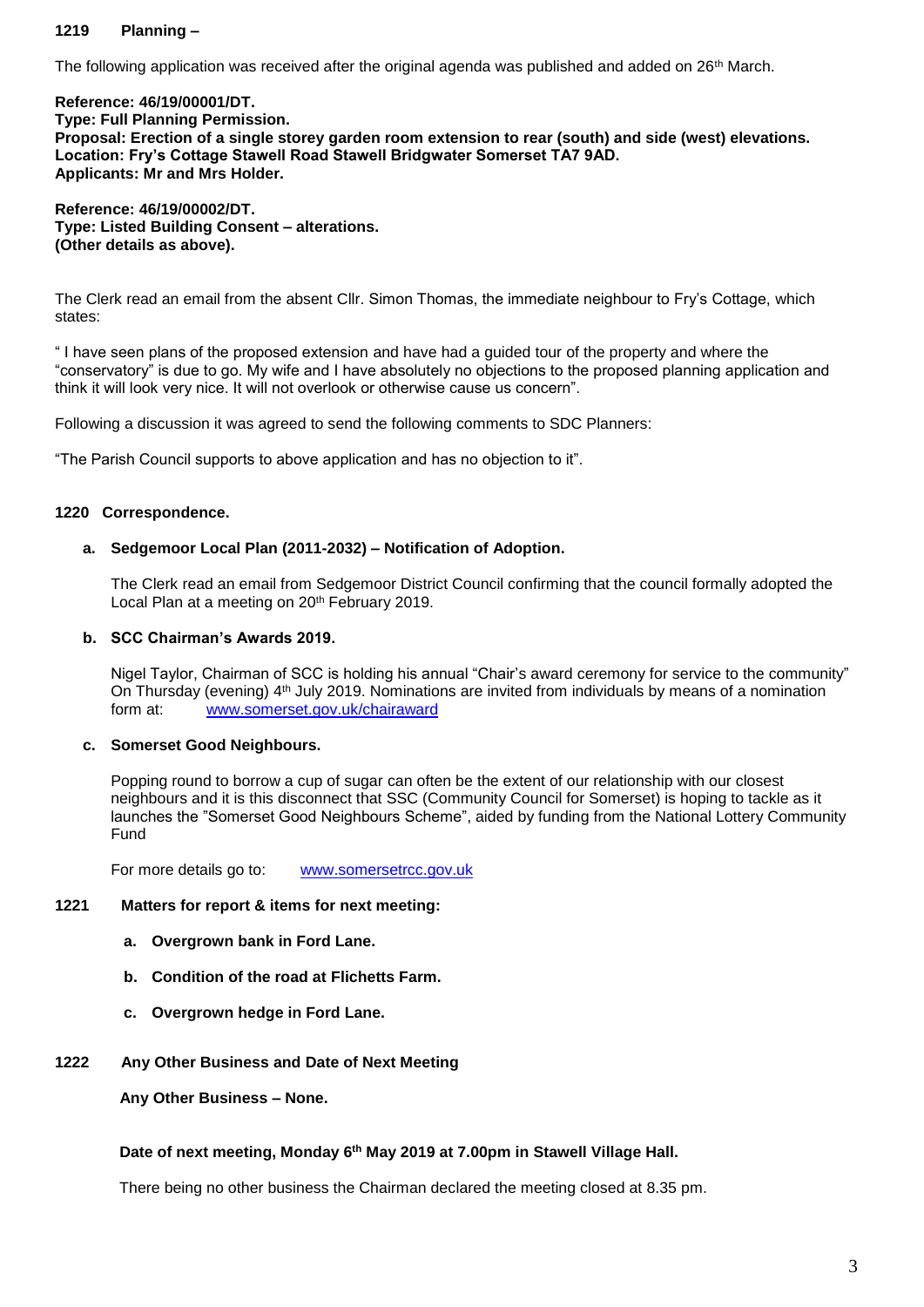**1219 Planning –**

The following application was received after the original agenda was published and added on 26th March.

**Reference: 46/19/00001/DT.**
**Type: Full Planning Permission.**
**Proposal: Erection of a single storey garden room extension to rear (south) and side (west) elevations.**
**Location: Fry's Cottage Stawell Road Stawell Bridgwater Somerset TA7 9AD.**
**Applicants: Mr and Mrs Holder.**

**Reference: 46/19/00002/DT.**
**Type: Listed Building Consent – alterations.**
**(Other details as above).**

The Clerk read an email from the absent Cllr. Simon Thomas, the immediate neighbour to Fry's Cottage, which states:

" I have seen plans of the proposed extension and have had a guided tour of the property and where the "conservatory" is due to go. My wife and I have absolutely no objections to the proposed planning application and think it will look very nice. It will not overlook or otherwise cause us concern".

Following a discussion it was agreed to send the following comments to SDC Planners:

"The Parish Council supports to above application and has no objection to it".

**1220 Correspondence.**

**a. Sedgemoor Local Plan (2011-2032) – Notification of Adoption.**

The Clerk read an email from Sedgemoor District Council confirming that the council formally adopted the Local Plan at a meeting on 20th February 2019.

**b. SCC Chairman's Awards 2019.**

Nigel Taylor, Chairman of SCC is holding his annual "Chair's award ceremony for service to the community" On Thursday (evening) 4th July 2019. Nominations are invited from individuals by means of a nomination form at: www.somerset.gov.uk/chairaward

**c. Somerset Good Neighbours.**

Popping round to borrow a cup of sugar can often be the extent of our relationship with our closest neighbours and it is this disconnect that SSC (Community Council for Somerset) is hoping to tackle as it launches the "Somerset Good Neighbours Scheme", aided by funding from the National Lottery Community Fund

For more details go to: www.somersetrcc.gov.uk

**1221 Matters for report & items for next meeting:**

**a. Overgrown bank in Ford Lane.**

**b. Condition of the road at Flichetts Farm.**

**c. Overgrown hedge in Ford Lane.**

**1222 Any Other Business and Date of Next Meeting**

**Any Other Business – None.**

**Date of next meeting, Monday 6th May 2019 at 7.00pm in Stawell Village Hall.**

There being no other business the Chairman declared the meeting closed at 8.35 pm.